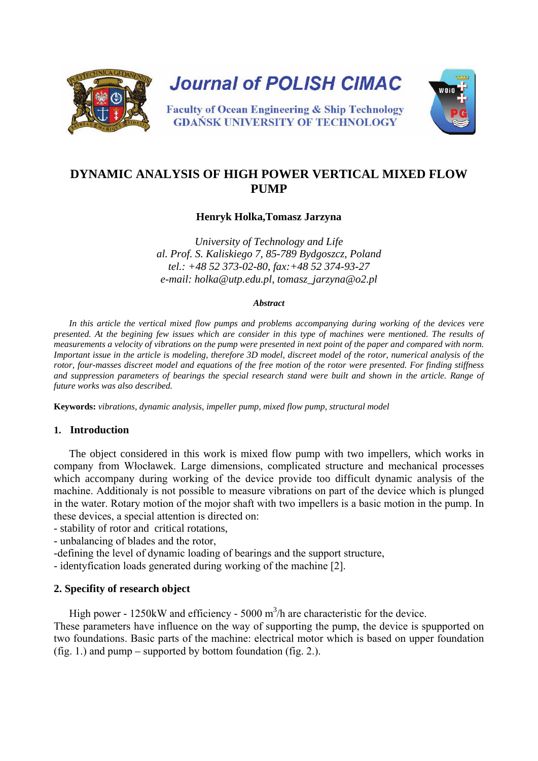# DYNAMIC ANALYSIS OF HIGH POWER VERTICAL MIXED FLOW PUMP

**Henryk Holka,Tomasz Jarzyna**

*University of Technology and Life*
*al. Prof. S. Kaliskiego 7, 85-789 Bydgoszcz, Poland*
*tel.: +48 52 373-02-80, fax:+48 52 374-93-27*
*e-mail: holka@utp.edu.pl, tomasz_jarzyna@o2.pl*

***Abstract***

*In this article the vertical mixed flow pumps and problems accompanying during working of the devices vere presented. At the begining few issues which are consider in this type of machines were mentioned. The results of measurements a velocity of vibrations on the pump were presented in next point of the paper and compared with norm. Important issue in the article is modeling, therefore 3D model, discreet model of the rotor, numerical analysis of the rotor, four-masses discreet model and equations of the free motion of the rotor were presented. For finding stiffness and suppression parameters of bearings the special research stand were built and shown in the article. Range of future works was also described.*

**Keywords:** *vibrations, dynamic analysis, impeller pump, mixed flow pump, structural model*

## 1. Introduction

The object considered in this work is mixed flow pump with two impellers, which works in company from Włocławek. Large dimensions, complicated structure and mechanical processes which accompany during working of the device provide too difficult dynamic analysis of the machine. Additionaly is not possible to measure vibrations on part of the device which is plunged in the water. Rotary motion of the mojor shaft with two impellers is a basic motion in the pump. In these devices, a special attention is directed on:

- stability of rotor and critical rotations,
- unbalancing of blades and the rotor,
- defining the level of dynamic loading of bearings and the support structure,
- identyfication loads generated during working of the machine [2].

## 2. Specifity of research object

High power - 1250kW and efficiency - 5000 $m^3/h$ are characteristic for the device.
These parameters have influence on the way of supporting the pump, the device is spupported on two foundations. Basic parts of the machine: electrical motor which is based on upper foundation (fig. 1.) and pump – supported by bottom foundation (fig. 2.).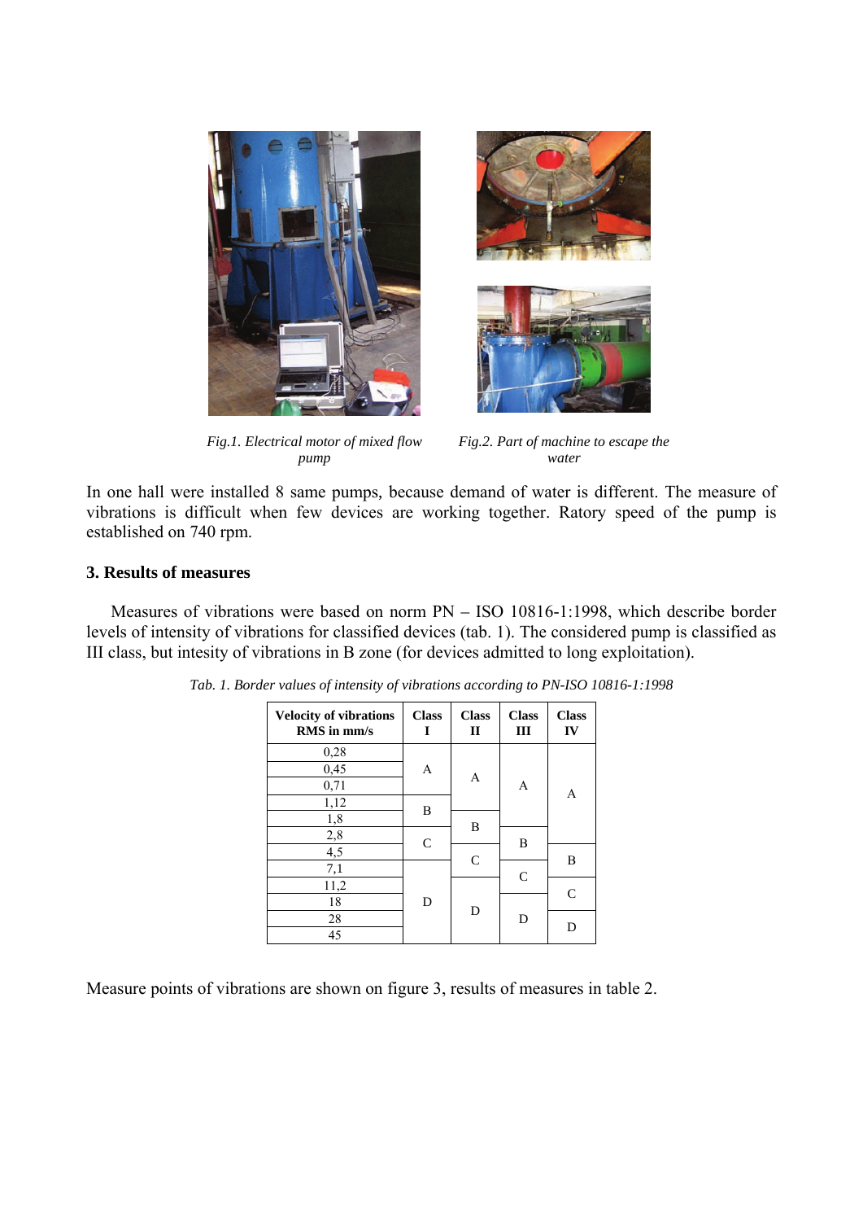*Fig.1. Electrical motor of mixed flow pump*

*Fig.2. Part of machine to escape the water*

In one hall were installed 8 same pumps, because demand of water is different. The measure of vibrations is difficult when few devices are working together. Ratory speed of the pump is established on 740 rpm.

### 3. Results of measures

Measures of vibrations were based on norm PN – ISO 10816-1:1998, which describe border levels of intensity of vibrations for classified devices (tab. 1). The considered pump is classified as III class, but intesity of vibrations in B zone (for devices admitted to long exploitation).

*Tab. 1. Border values of intensity of vibrations according to PN-ISO 10816-1:1998*

| Velocity of vibrations RMS in mm/s | Class I | Class II | Class III | Class IV |
|---|---|---|---|---|
| 0,28 | A | A | A | A |
| 0,45 | A | A | A | A |
| 0,71 | A | A | A | A |
| 1,12 | B | A | A | A |
| 1,8 | B | B | A | A |
| 2,8 | C | B | B | A |
| 4,5 | C | C | B | B |
| 7,1 | D | C | C | B |
| 11,2 | D | D | C | C |
| 18 | D | D | D | C |
| 28 | D | D | D | D |
| 45 | D | D | D | D |

Measure points of vibrations are shown on figure 3, results of measures in table 2.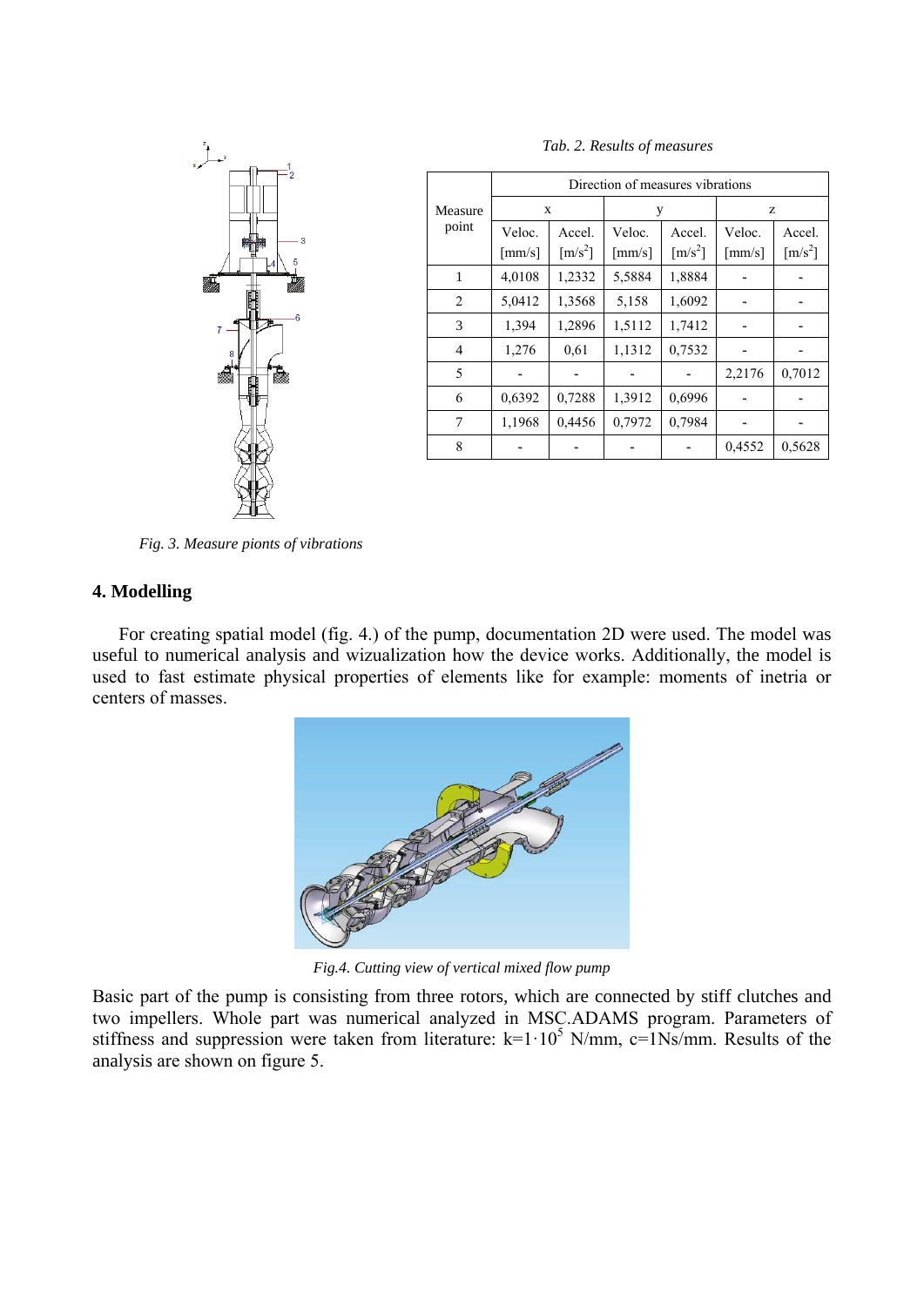Fig. 3. Measure pionts of vibrations

*Tab. 2. Results of measures*

| Measure point | Direction of measures vibrations | | | | | |
|---|---|---|---|---|---|---|
| | x | | y | | z | |
| | Veloc. [mm/s] | Accel. [m/s$^2$] | Veloc. [mm/s] | Accel. [m/s$^2$] | Veloc. [mm/s] | Accel. [m/s$^2$] |
| 1 | 4,0108 | 1,2332 | 5,5884 | 1,8884 | - | - |
| 2 | 5,0412 | 1,3568 | 5,158 | 1,6092 | - | - |
| 3 | 1,394 | 1,2896 | 1,5112 | 1,7412 | - | - |
| 4 | 1,276 | 0,61 | 1,1312 | 0,7532 | - | - |
| 5 | - | - | - | - | 2,2176 | 0,7012 |
| 6 | 0,6392 | 0,7288 | 1,3912 | 0,6996 | - | - |
| 7 | 1,1968 | 0,4456 | 0,7972 | 0,7984 | - | - |
| 8 | - | - | - | - | 0,4552 | 0,5628 |

## 4. Modelling

For creating spatial model (fig. 4.) of the pump, documentation 2D were used. The model was useful to numerical analysis and wizualization how the device works. Additionally, the model is used to fast estimate physical properties of elements like for example: moments of inetria or centers of masses.

*Fig.4. Cutting view of vertical mixed flow pump*

Basic part of the pump is consisting from three rotors, which are connected by stiff clutches and two impellers. Whole part was numerical analyzed in MSC.ADAMS program. Parameters of stiffness and suppression were taken from literature: $k=1 \cdot 10^5$ N/mm, c=1Ns/mm. Results of the analysis are shown on figure 5.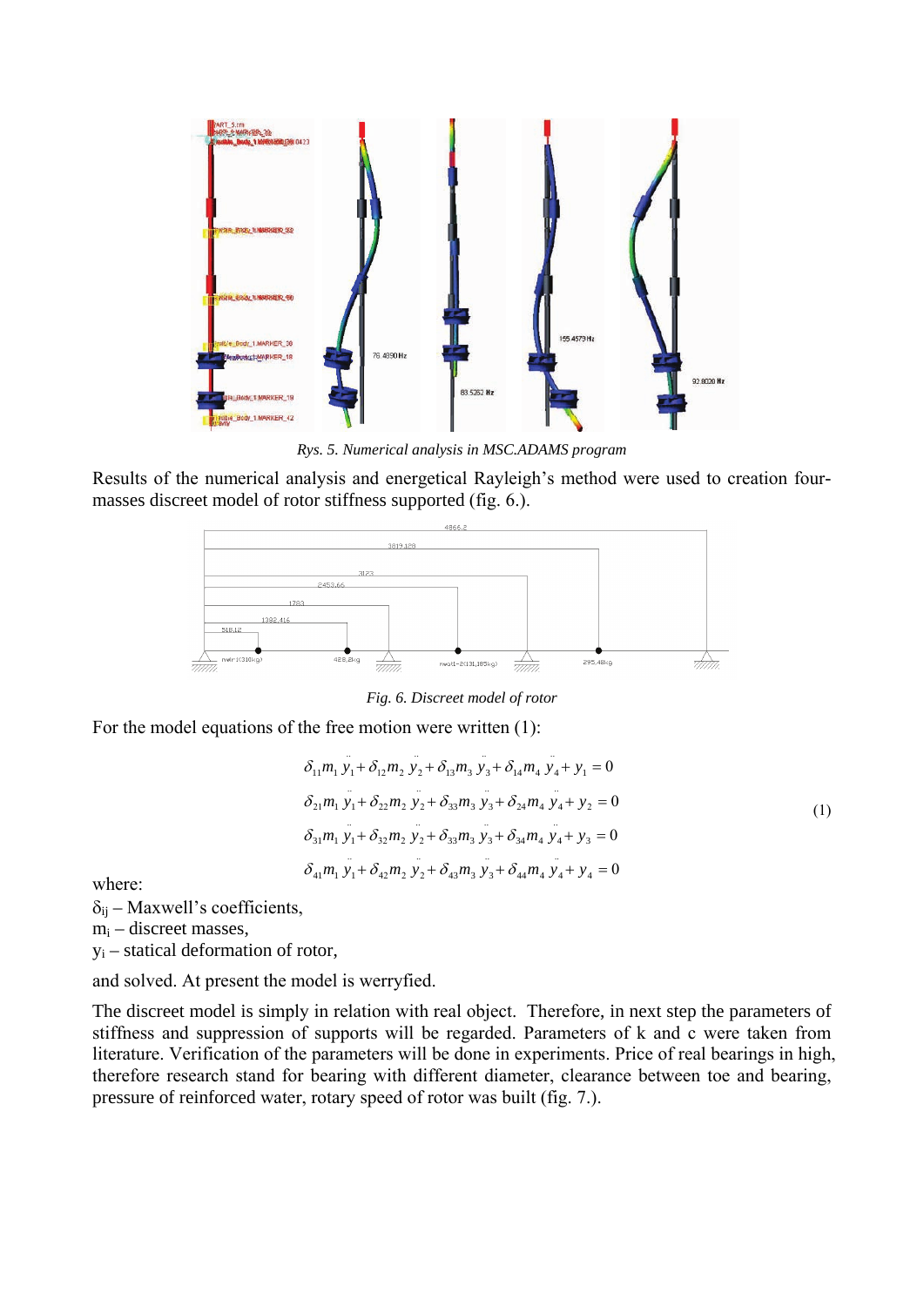*Rys. 5. Numerical analysis in MSC.ADAMS program*

Results of the numerical analysis and energetical Rayleigh's method were used to creation four-masses discreet model of rotor stiffness supported (fig. 6.).

*Fig. 6. Discreet model of rotor*

For the model equations of the free motion were written (1):

$$
\begin{aligned}
\delta_{11} m_1 \ddot{y}_1 + \delta_{12} m_2 \ddot{y}_2 + \delta_{13} m_3 \ddot{y}_3 + \delta_{14} m_4 \ddot{y}_4 + y_1 &= 0 \\
\delta_{21} m_1 \ddot{y}_1 + \delta_{22} m_2 \ddot{y}_2 + \delta_{33} m_3 \ddot{y}_3 + \delta_{24} m_4 \ddot{y}_4 + y_2 &= 0 \\
\delta_{31} m_1 \ddot{y}_1 + \delta_{32} m_2 \ddot{y}_2 + \delta_{33} m_3 \ddot{y}_3 + \delta_{34} m_4 \ddot{y}_4 + y_3 &= 0 \\
\delta_{41} m_1 \ddot{y}_1 + \delta_{42} m_2 \ddot{y}_2 + \delta_{43} m_3 \ddot{y}_3 + \delta_{44} m_4 \ddot{y}_4 + y_4 &= 0
\end{aligned} \tag{1}
$$

where:

$\delta_{ij}$ – Maxwell's coefficients,

$m_i$ – discreet masses,

$y_i$ – statical deformation of rotor,

and solved. At present the model is werryfied.

The discreet model is simply in relation with real object. Therefore, in next step the parameters of stiffness and suppression of supports will be regarded. Parameters of k and c were taken from literature. Verification of the parameters will be done in experiments. Price of real bearings in high, therefore research stand for bearing with different diameter, clearance between toe and bearing, pressure of reinforced water, rotary speed of rotor was built (fig. 7.).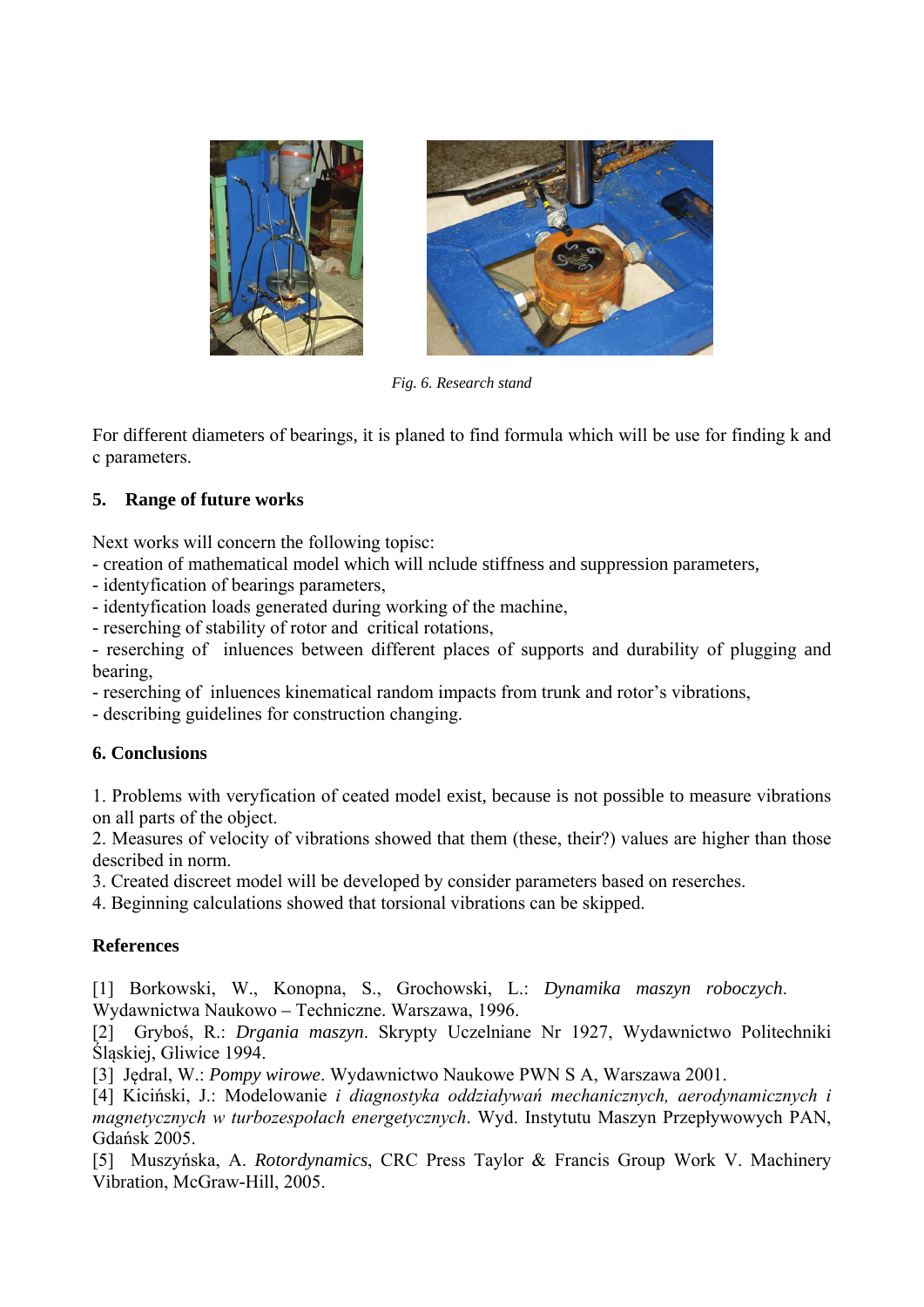*Fig. 6. Research stand*

For different diameters of bearings, it is planed to find formula which will be use for finding k and c parameters.

## 5. Range of future works

Next works will concern the following topisc:
- creation of mathematical model which will nclude stiffness and suppression parameters,
- identyfication of bearings parameters,
- identyfication loads generated during working of the machine,
- reserching of stability of rotor and critical rotations,
- reserching of inluences between different places of supports and durability of plugging and bearing,
- reserching of inluences kinematical random impacts from trunk and rotor's vibrations,
- describing guidelines for construction changing.

## 6. Conclusions

1. Problems with veryfication of ceated model exist, because is not possible to measure vibrations on all parts of the object.
2. Measures of velocity of vibrations showed that them (these, their?) values are higher than those described in norm.
3. Created discreet model will be developed by consider parameters based on reserches.
4. Beginning calculations showed that torsional vibrations can be skipped.

## References

[1] Borkowski, W., Konopna, S., Grochowski, L.: *Dynamika maszyn roboczych*. Wydawnictwa Naukowo – Techniczne. Warszawa, 1996.
[2] Gryboś, R.: *Drgania maszyn*. Skrypty Uczelniane Nr 1927, Wydawnictwo Politechniki Śląskiej, Gliwice 1994.
[3] Jędral, W.: *Pompy wirowe*. Wydawnictwo Naukowe PWN S A, Warszawa 2001.
[4] Kiciński, J.: Modelowanie *i diagnostyka oddziaływań mechanicznych, aerodynamicznych i magnetycznych w turbozespołach energetycznych*. Wyd. Instytutu Maszyn Przepływowych PAN, Gdańsk 2005.
[5] Muszyńska, A. *Rotordynamics*, CRC Press Taylor & Francis Group Work V. Machinery Vibration, McGraw-Hill, 2005.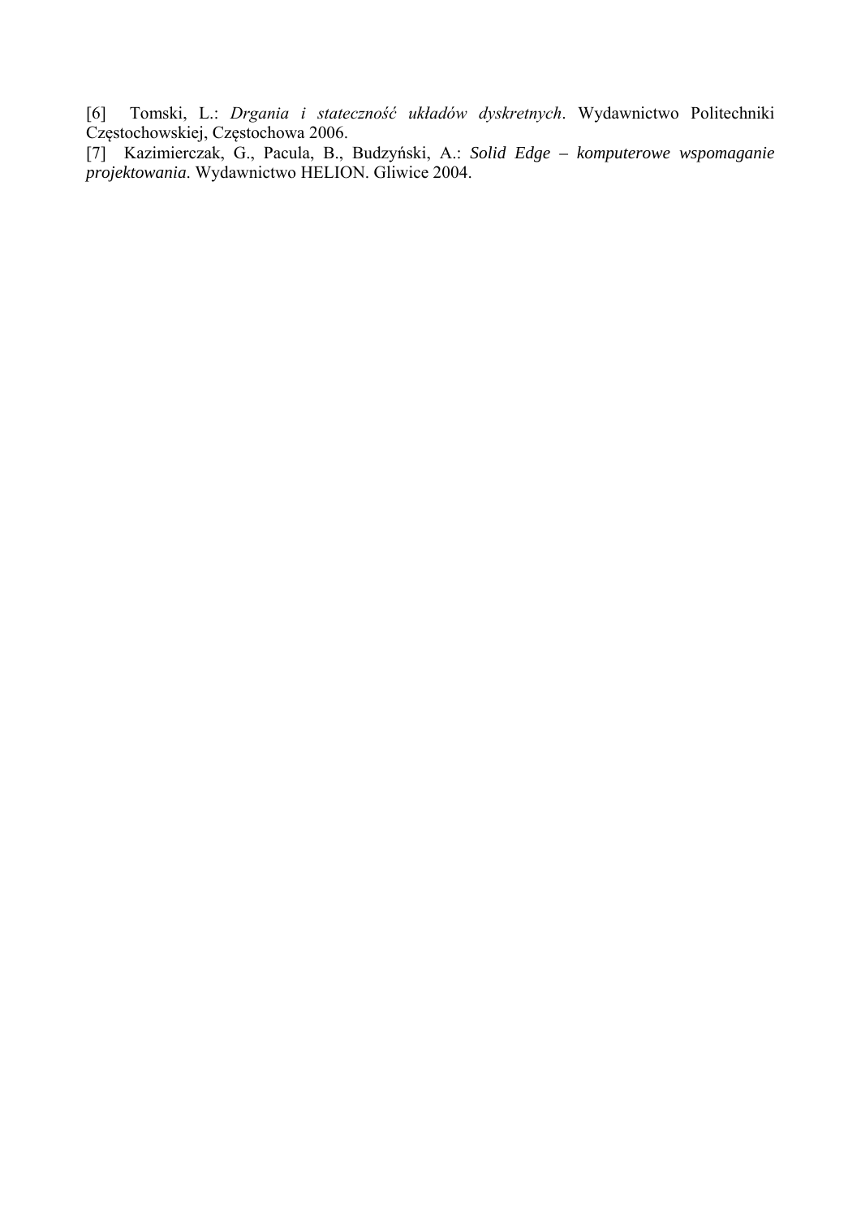[6] Tomski, L.: *Drgania i stateczność układów dyskretnych*. Wydawnictwo Politechniki Częstochowskiej, Częstochowa 2006.

[7] Kazimierczak, G., Pacula, B., Budzyński, A.: *Solid Edge – komputerowe wspomaganie projektowania*. Wydawnictwo HELION. Gliwice 2004.